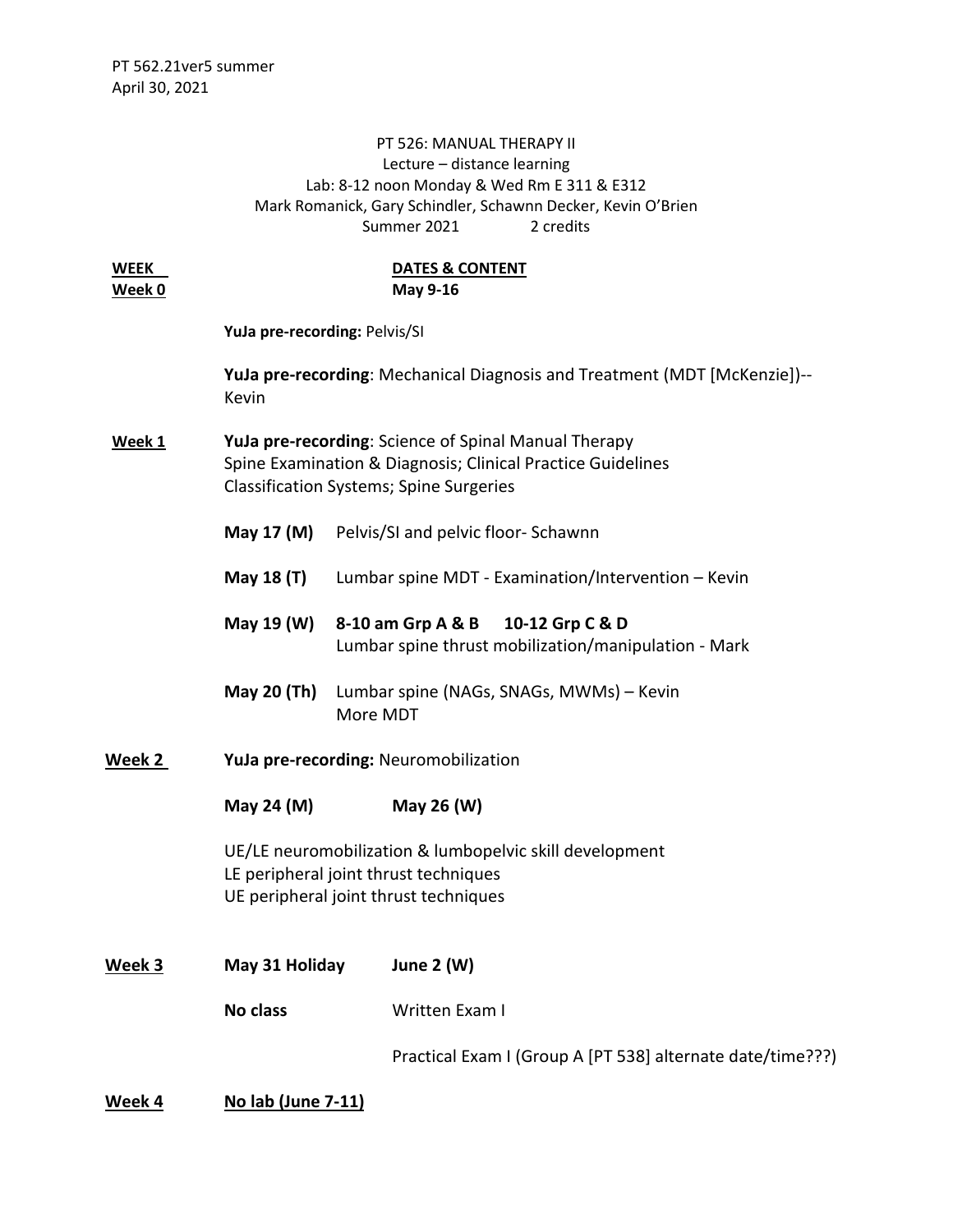PT 562.21ver5 summer
April 30, 2021

# PT 526: MANUAL THERAPY II

Lecture – distance learning
Lab: 8-12 noon Monday & Wed Rm E 311 & E312
Mark Romanick, Gary Schindler, Schawnn Decker, Kevin O'Brien
Summer 2021 2 credits

**WEEK** **DATES & CONTENT**

**Week 0** **May 9-16**

**YuJa pre-recording:** Pelvis/SI

**YuJa pre-recording**: Mechanical Diagnosis and Treatment (MDT [McKenzie])--Kevin

**Week 1** **YuJa pre-recording**: Science of Spinal Manual Therapy
Spine Examination & Diagnosis; Clinical Practice Guidelines
Classification Systems; Spine Surgeries

**May 17 (M)** Pelvis/SI and pelvic floor- Schawnn

**May 18 (T)** Lumbar spine MDT - Examination/Intervention – Kevin

**May 19 (W)** **8-10 am Grp A & B 10-12 Grp C & D**
Lumbar spine thrust mobilization/manipulation - Mark

**May 20 (Th)** Lumbar spine (NAGs, SNAGs, MWMs) – Kevin
More MDT

**Week 2** **YuJa pre-recording:** Neuromobilization

**May 24 (M)** **May 26 (W)**

UE/LE neuromobilization & lumbopelvic skill development
LE peripheral joint thrust techniques
UE peripheral joint thrust techniques

**Week 3** **May 31 Holiday** **June 2 (W)**

**No class** Written Exam I

Practical Exam I (Group A [PT 538] alternate date/time???)

**Week 4** **No lab (June 7-11)**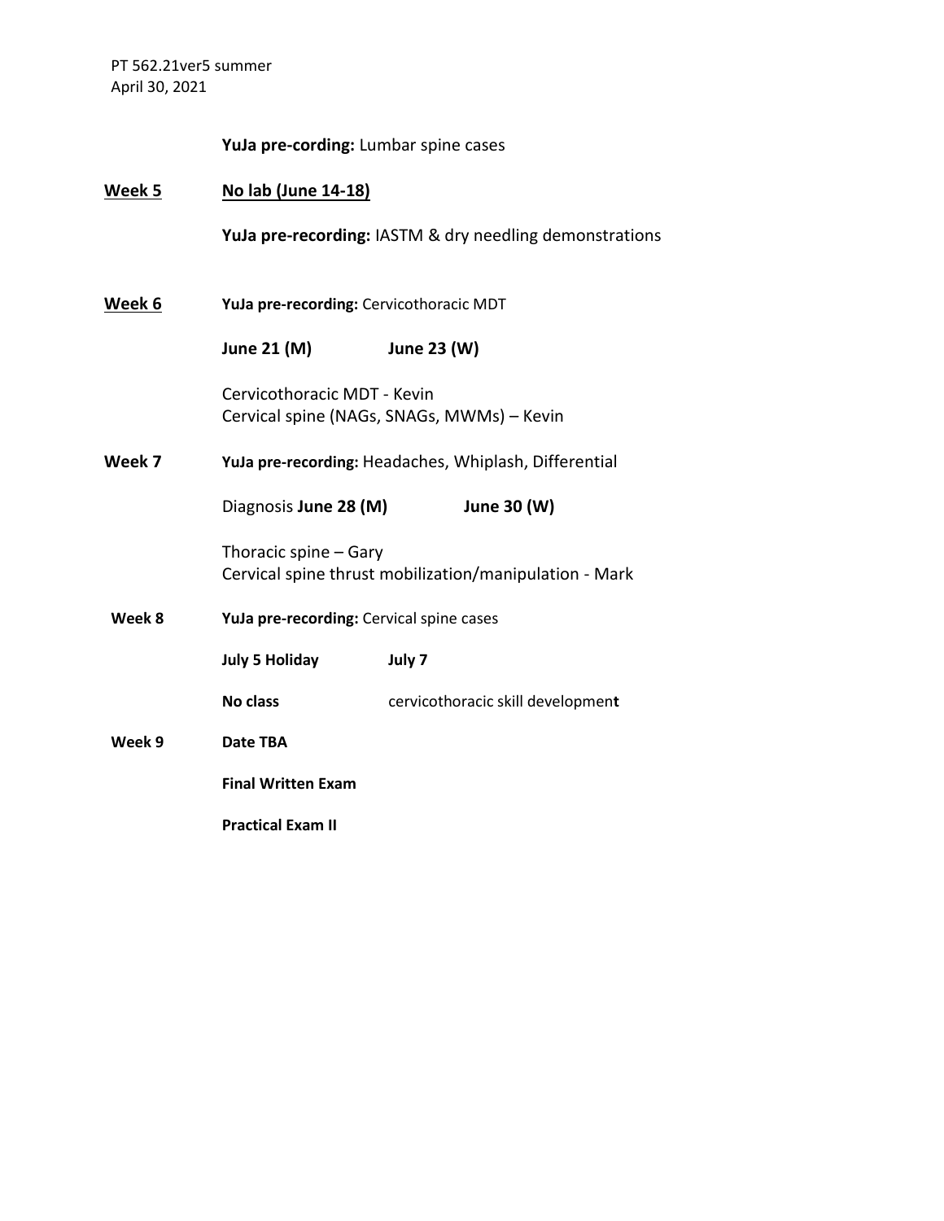**YuJa pre-cording:** Lumbar spine cases

**Week 5** **No lab (June 14-18)**

**YuJa pre-recording:** IASTM & dry needling demonstrations

**Week 6** **YuJa pre-recording:** Cervicothoracic MDT

**June 21 (M)** **June 23 (W)**

Cervicothoracic MDT - Kevin
Cervical spine (NAGs, SNAGs, MWMs) – Kevin

**Week 7** **YuJa pre-recording:** Headaches, Whiplash, Differential

Diagnosis **June 28 (M)** **June 30 (W)**

Thoracic spine – Gary
Cervical spine thrust mobilization/manipulation - Mark

**Week 8** **YuJa pre-recording:** Cervical spine cases

| | |
|---|---|
| **July 5 Holiday** | **July 7** |
| **No class** | cervicothoracic skill developmen**t** |

**Week 9** **Date TBA**

**Final Written Exam**

**Practical Exam II**